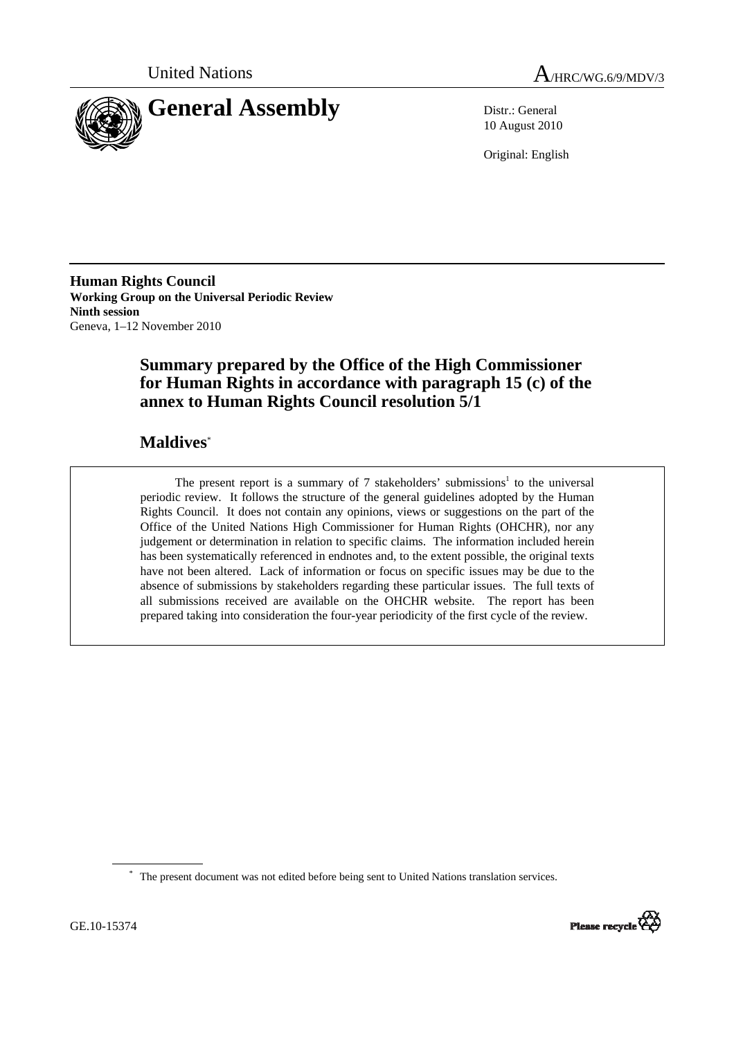United Nations

# General Assembly

A/HRC/WG.6/9/MDV/3

Distr.: General
10 August 2010

Original: English

**Human Rights Council**
**Working Group on the Universal Periodic Review**
**Ninth session**
Geneva, 1–12 November 2010

## Summary prepared by the Office of the High Commissioner for Human Rights in accordance with paragraph 15 (c) of the annex to Human Rights Council resolution 5/1

## Maldives*

The present report is a summary of 7 stakeholders' submissions[1] to the universal periodic review. It follows the structure of the general guidelines adopted by the Human Rights Council. It does not contain any opinions, views or suggestions on the part of the Office of the United Nations High Commissioner for Human Rights (OHCHR), nor any judgement or determination in relation to specific claims. The information included herein has been systematically referenced in endnotes and, to the extent possible, the original texts have not been altered. Lack of information or focus on specific issues may be due to the absence of submissions by stakeholders regarding these particular issues. The full texts of all submissions received are available on the OHCHR website. The report has been prepared taking into consideration the four-year periodicity of the first cycle of the review.

* The present document was not edited before being sent to United Nations translation services.

GE.10-15374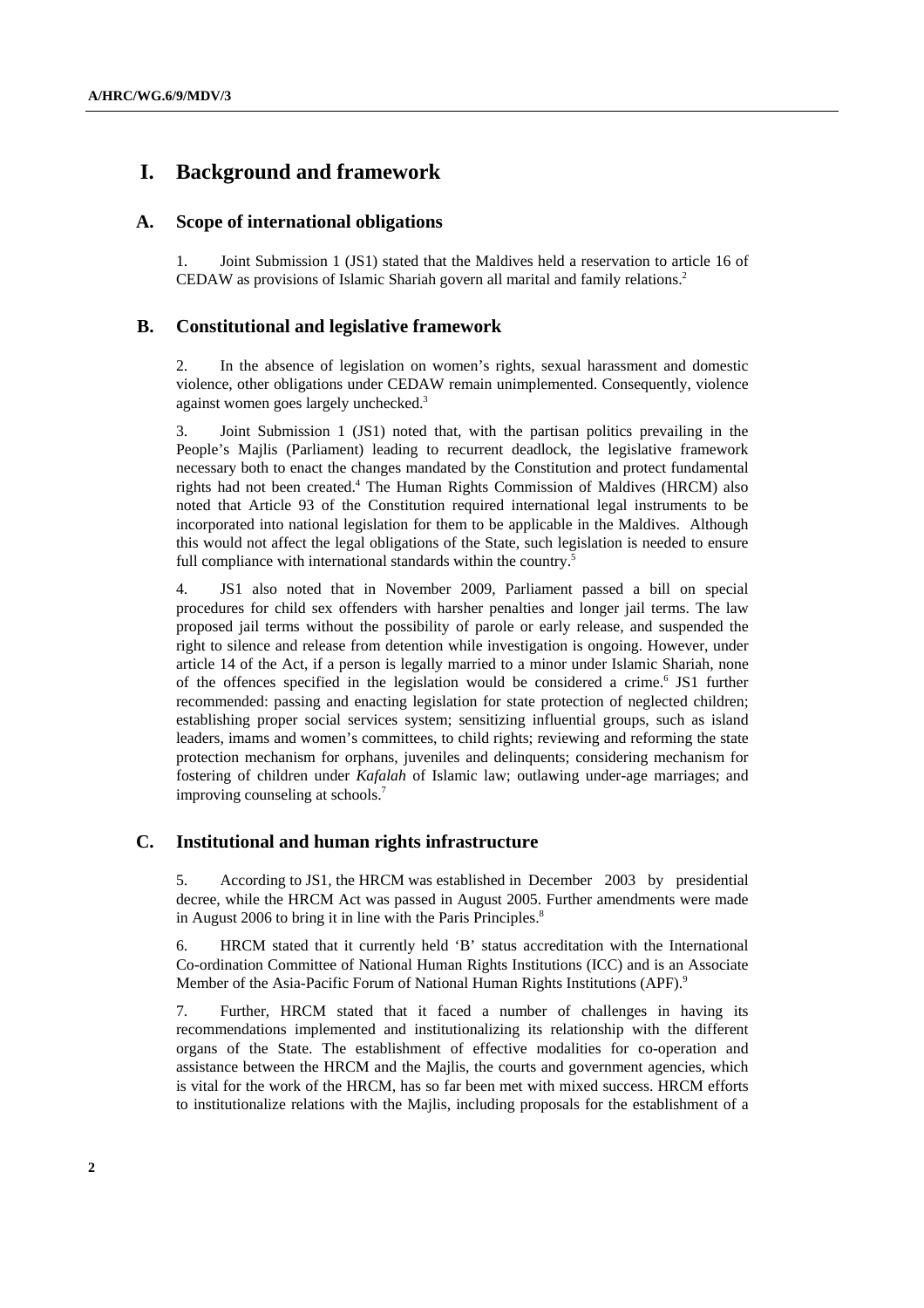# I. Background and framework

## A. Scope of international obligations

1. Joint Submission 1 (JS1) stated that the Maldives held a reservation to article 16 of CEDAW as provisions of Islamic Shariah govern all marital and family relations.[2]

## B. Constitutional and legislative framework

2. In the absence of legislation on women's rights, sexual harassment and domestic violence, other obligations under CEDAW remain unimplemented. Consequently, violence against women goes largely unchecked.[3]

3. Joint Submission 1 (JS1) noted that, with the partisan politics prevailing in the People's Majlis (Parliament) leading to recurrent deadlock, the legislative framework necessary both to enact the changes mandated by the Constitution and protect fundamental rights had not been created.[4] The Human Rights Commission of Maldives (HRCM) also noted that Article 93 of the Constitution required international legal instruments to be incorporated into national legislation for them to be applicable in the Maldives. Although this would not affect the legal obligations of the State, such legislation is needed to ensure full compliance with international standards within the country.[5]

4. JS1 also noted that in November 2009, Parliament passed a bill on special procedures for child sex offenders with harsher penalties and longer jail terms. The law proposed jail terms without the possibility of parole or early release, and suspended the right to silence and release from detention while investigation is ongoing. However, under article 14 of the Act, if a person is legally married to a minor under Islamic Shariah, none of the offences specified in the legislation would be considered a crime.[6] JS1 further recommended: passing and enacting legislation for state protection of neglected children; establishing proper social services system; sensitizing influential groups, such as island leaders, imams and women's committees, to child rights; reviewing and reforming the state protection mechanism for orphans, juveniles and delinquents; considering mechanism for fostering of children under *Kafalah* of Islamic law; outlawing under-age marriages; and improving counseling at schools.[7]

## C. Institutional and human rights infrastructure

5. According to JS1, the HRCM was established in December 2003 by presidential decree, while the HRCM Act was passed in August 2005. Further amendments were made in August 2006 to bring it in line with the Paris Principles.[8]

6. HRCM stated that it currently held 'B' status accreditation with the International Co-ordination Committee of National Human Rights Institutions (ICC) and is an Associate Member of the Asia-Pacific Forum of National Human Rights Institutions (APF).[9]

7. Further, HRCM stated that it faced a number of challenges in having its recommendations implemented and institutionalizing its relationship with the different organs of the State. The establishment of effective modalities for co-operation and assistance between the HRCM and the Majlis, the courts and government agencies, which is vital for the work of the HRCM, has so far been met with mixed success. HRCM efforts to institutionalize relations with the Majlis, including proposals for the establishment of a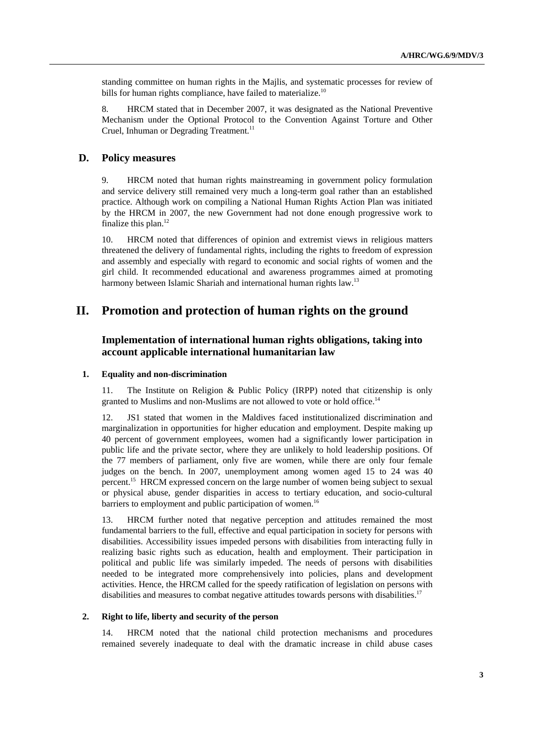standing committee on human rights in the Majlis, and systematic processes for review of bills for human rights compliance, have failed to materialize.[10]

8. HRCM stated that in December 2007, it was designated as the National Preventive Mechanism under the Optional Protocol to the Convention Against Torture and Other Cruel, Inhuman or Degrading Treatment.[11]

### D. Policy measures

9. HRCM noted that human rights mainstreaming in government policy formulation and service delivery still remained very much a long-term goal rather than an established practice. Although work on compiling a National Human Rights Action Plan was initiated by the HRCM in 2007, the new Government had not done enough progressive work to finalize this plan.[12]

10. HRCM noted that differences of opinion and extremist views in religious matters threatened the delivery of fundamental rights, including the rights to freedom of expression and assembly and especially with regard to economic and social rights of women and the girl child. It recommended educational and awareness programmes aimed at promoting harmony between Islamic Shariah and international human rights law.[13]

## II. Promotion and protection of human rights on the ground

### Implementation of international human rights obligations, taking into account applicable international humanitarian law

#### 1. Equality and non-discrimination

11. The Institute on Religion & Public Policy (IRPP) noted that citizenship is only granted to Muslims and non-Muslims are not allowed to vote or hold office.[14]

12. JS1 stated that women in the Maldives faced institutionalized discrimination and marginalization in opportunities for higher education and employment. Despite making up 40 percent of government employees, women had a significantly lower participation in public life and the private sector, where they are unlikely to hold leadership positions. Of the 77 members of parliament, only five are women, while there are only four female judges on the bench. In 2007, unemployment among women aged 15 to 24 was 40 percent.[15] HRCM expressed concern on the large number of women being subject to sexual or physical abuse, gender disparities in access to tertiary education, and socio-cultural barriers to employment and public participation of women.[16]

13. HRCM further noted that negative perception and attitudes remained the most fundamental barriers to the full, effective and equal participation in society for persons with disabilities. Accessibility issues impeded persons with disabilities from interacting fully in realizing basic rights such as education, health and employment. Their participation in political and public life was similarly impeded. The needs of persons with disabilities needed to be integrated more comprehensively into policies, plans and development activities. Hence, the HRCM called for the speedy ratification of legislation on persons with disabilities and measures to combat negative attitudes towards persons with disabilities.[17]

#### 2. Right to life, liberty and security of the person

14. HRCM noted that the national child protection mechanisms and procedures remained severely inadequate to deal with the dramatic increase in child abuse cases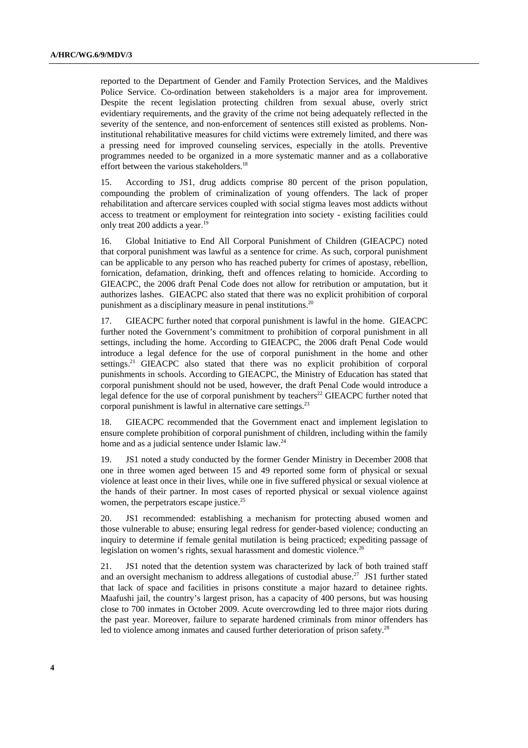reported to the Department of Gender and Family Protection Services, and the Maldives Police Service. Co-ordination between stakeholders is a major area for improvement. Despite the recent legislation protecting children from sexual abuse, overly strict evidentiary requirements, and the gravity of the crime not being adequately reflected in the severity of the sentence, and non-enforcement of sentences still existed as problems. Non-institutional rehabilitative measures for child victims were extremely limited, and there was a pressing need for improved counseling services, especially in the atolls. Preventive programmes needed to be organized in a more systematic manner and as a collaborative effort between the various stakeholders.[18]

15. According to JS1, drug addicts comprise 80 percent of the prison population, compounding the problem of criminalization of young offenders. The lack of proper rehabilitation and aftercare services coupled with social stigma leaves most addicts without access to treatment or employment for reintegration into society - existing facilities could only treat 200 addicts a year.[19]

16. Global Initiative to End All Corporal Punishment of Children (GIEACPC) noted that corporal punishment was lawful as a sentence for crime. As such, corporal punishment can be applicable to any person who has reached puberty for crimes of apostasy, rebellion, fornication, defamation, drinking, theft and offences relating to homicide. According to GIEACPC, the 2006 draft Penal Code does not allow for retribution or amputation, but it authorizes lashes. GIEACPC also stated that there was no explicit prohibition of corporal punishment as a disciplinary measure in penal institutions.[20]

17. GIEACPC further noted that corporal punishment is lawful in the home. GIEACPC further noted the Government's commitment to prohibition of corporal punishment in all settings, including the home. According to GIEACPC, the 2006 draft Penal Code would introduce a legal defence for the use of corporal punishment in the home and other settings.[21] GIEACPC also stated that there was no explicit prohibition of corporal punishments in schools. According to GIEACPC, the Ministry of Education has stated that corporal punishment should not be used, however, the draft Penal Code would introduce a legal defence for the use of corporal punishment by teachers[22] GIEACPC further noted that corporal punishment is lawful in alternative care settings.[23]

18. GIEACPC recommended that the Government enact and implement legislation to ensure complete prohibition of corporal punishment of children, including within the family home and as a judicial sentence under Islamic law.[24]

19. JS1 noted a study conducted by the former Gender Ministry in December 2008 that one in three women aged between 15 and 49 reported some form of physical or sexual violence at least once in their lives, while one in five suffered physical or sexual violence at the hands of their partner. In most cases of reported physical or sexual violence against women, the perpetrators escape justice.[25]

20. JS1 recommended: establishing a mechanism for protecting abused women and those vulnerable to abuse; ensuring legal redress for gender-based violence; conducting an inquiry to determine if female genital mutilation is being practiced; expediting passage of legislation on women's rights, sexual harassment and domestic violence.[26]

21. JS1 noted that the detention system was characterized by lack of both trained staff and an oversight mechanism to address allegations of custodial abuse.[27] JS1 further stated that lack of space and facilities in prisons constitute a major hazard to detainee rights. Maafushi jail, the country's largest prison, has a capacity of 400 persons, but was housing close to 700 inmates in October 2009. Acute overcrowding led to three major riots during the past year. Moreover, failure to separate hardened criminals from minor offenders has led to violence among inmates and caused further deterioration of prison safety.[28]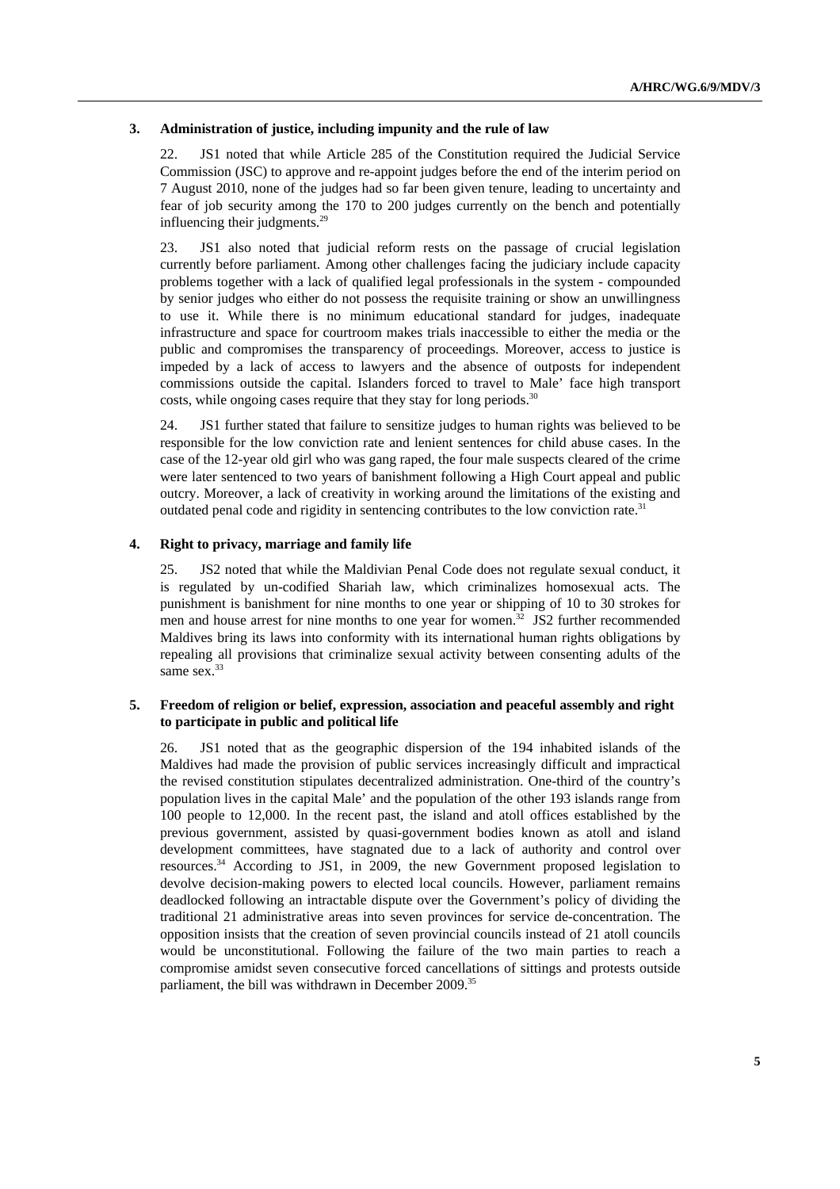### 3. Administration of justice, including impunity and the rule of law

22. JS1 noted that while Article 285 of the Constitution required the Judicial Service Commission (JSC) to approve and re-appoint judges before the end of the interim period on 7 August 2010, none of the judges had so far been given tenure, leading to uncertainty and fear of job security among the 170 to 200 judges currently on the bench and potentially influencing their judgments.[29]

23. JS1 also noted that judicial reform rests on the passage of crucial legislation currently before parliament. Among other challenges facing the judiciary include capacity problems together with a lack of qualified legal professionals in the system - compounded by senior judges who either do not possess the requisite training or show an unwillingness to use it. While there is no minimum educational standard for judges, inadequate infrastructure and space for courtroom makes trials inaccessible to either the media or the public and compromises the transparency of proceedings. Moreover, access to justice is impeded by a lack of access to lawyers and the absence of outposts for independent commissions outside the capital. Islanders forced to travel to Male' face high transport costs, while ongoing cases require that they stay for long periods.[30]

24. JS1 further stated that failure to sensitize judges to human rights was believed to be responsible for the low conviction rate and lenient sentences for child abuse cases. In the case of the 12-year old girl who was gang raped, the four male suspects cleared of the crime were later sentenced to two years of banishment following a High Court appeal and public outcry. Moreover, a lack of creativity in working around the limitations of the existing and outdated penal code and rigidity in sentencing contributes to the low conviction rate.[31]

### 4. Right to privacy, marriage and family life

25. JS2 noted that while the Maldivian Penal Code does not regulate sexual conduct, it is regulated by un-codified Shariah law, which criminalizes homosexual acts. The punishment is banishment for nine months to one year or shipping of 10 to 30 strokes for men and house arrest for nine months to one year for women.[32] JS2 further recommended Maldives bring its laws into conformity with its international human rights obligations by repealing all provisions that criminalize sexual activity between consenting adults of the same sex.[33]

### 5. Freedom of religion or belief, expression, association and peaceful assembly and right to participate in public and political life

26. JS1 noted that as the geographic dispersion of the 194 inhabited islands of the Maldives had made the provision of public services increasingly difficult and impractical the revised constitution stipulates decentralized administration. One-third of the country's population lives in the capital Male' and the population of the other 193 islands range from 100 people to 12,000. In the recent past, the island and atoll offices established by the previous government, assisted by quasi-government bodies known as atoll and island development committees, have stagnated due to a lack of authority and control over resources.[34] According to JS1, in 2009, the new Government proposed legislation to devolve decision-making powers to elected local councils. However, parliament remains deadlocked following an intractable dispute over the Government's policy of dividing the traditional 21 administrative areas into seven provinces for service de-concentration. The opposition insists that the creation of seven provincial councils instead of 21 atoll councils would be unconstitutional. Following the failure of the two main parties to reach a compromise amidst seven consecutive forced cancellations of sittings and protests outside parliament, the bill was withdrawn in December 2009.[35]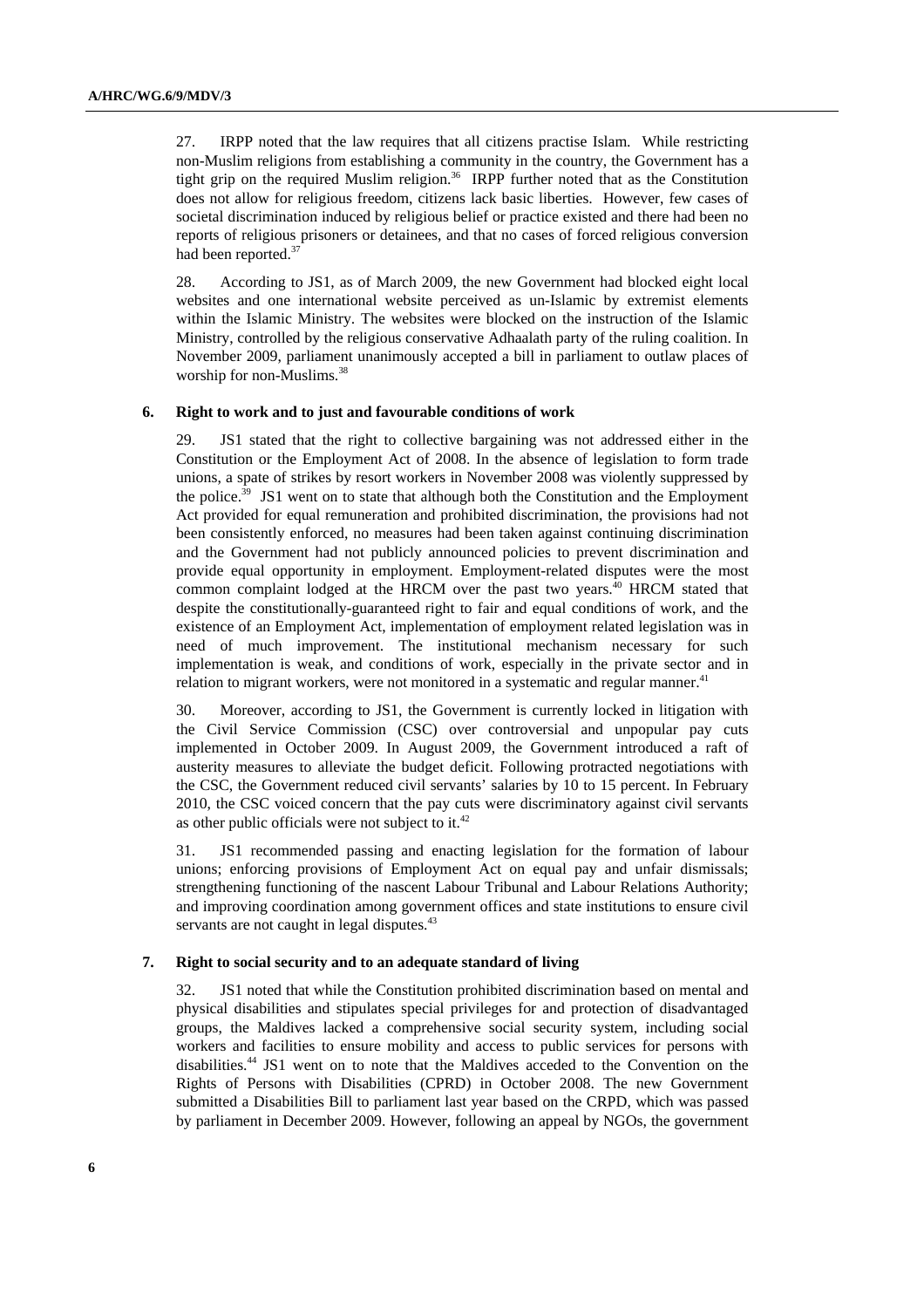27. IRPP noted that the law requires that all citizens practise Islam. While restricting non-Muslim religions from establishing a community in the country, the Government has a tight grip on the required Muslim religion.[36] IRPP further noted that as the Constitution does not allow for religious freedom, citizens lack basic liberties. However, few cases of societal discrimination induced by religious belief or practice existed and there had been no reports of religious prisoners or detainees, and that no cases of forced religious conversion had been reported.[37]

28. According to JS1, as of March 2009, the new Government had blocked eight local websites and one international website perceived as un-Islamic by extremist elements within the Islamic Ministry. The websites were blocked on the instruction of the Islamic Ministry, controlled by the religious conservative Adhaalath party of the ruling coalition. In November 2009, parliament unanimously accepted a bill in parliament to outlaw places of worship for non-Muslims.[38]

### 6. Right to work and to just and favourable conditions of work

29. JS1 stated that the right to collective bargaining was not addressed either in the Constitution or the Employment Act of 2008. In the absence of legislation to form trade unions, a spate of strikes by resort workers in November 2008 was violently suppressed by the police.[39] JS1 went on to state that although both the Constitution and the Employment Act provided for equal remuneration and prohibited discrimination, the provisions had not been consistently enforced, no measures had been taken against continuing discrimination and the Government had not publicly announced policies to prevent discrimination and provide equal opportunity in employment. Employment-related disputes were the most common complaint lodged at the HRCM over the past two years.[40] HRCM stated that despite the constitutionally-guaranteed right to fair and equal conditions of work, and the existence of an Employment Act, implementation of employment related legislation was in need of much improvement. The institutional mechanism necessary for such implementation is weak, and conditions of work, especially in the private sector and in relation to migrant workers, were not monitored in a systematic and regular manner.[41]

30. Moreover, according to JS1, the Government is currently locked in litigation with the Civil Service Commission (CSC) over controversial and unpopular pay cuts implemented in October 2009. In August 2009, the Government introduced a raft of austerity measures to alleviate the budget deficit. Following protracted negotiations with the CSC, the Government reduced civil servants' salaries by 10 to 15 percent. In February 2010, the CSC voiced concern that the pay cuts were discriminatory against civil servants as other public officials were not subject to it.[42]

31. JS1 recommended passing and enacting legislation for the formation of labour unions; enforcing provisions of Employment Act on equal pay and unfair dismissals; strengthening functioning of the nascent Labour Tribunal and Labour Relations Authority; and improving coordination among government offices and state institutions to ensure civil servants are not caught in legal disputes.[43]

### 7. Right to social security and to an adequate standard of living

32. JS1 noted that while the Constitution prohibited discrimination based on mental and physical disabilities and stipulates special privileges for and protection of disadvantaged groups, the Maldives lacked a comprehensive social security system, including social workers and facilities to ensure mobility and access to public services for persons with disabilities.[44] JS1 went on to note that the Maldives acceded to the Convention on the Rights of Persons with Disabilities (CPRD) in October 2008. The new Government submitted a Disabilities Bill to parliament last year based on the CRPD, which was passed by parliament in December 2009. However, following an appeal by NGOs, the government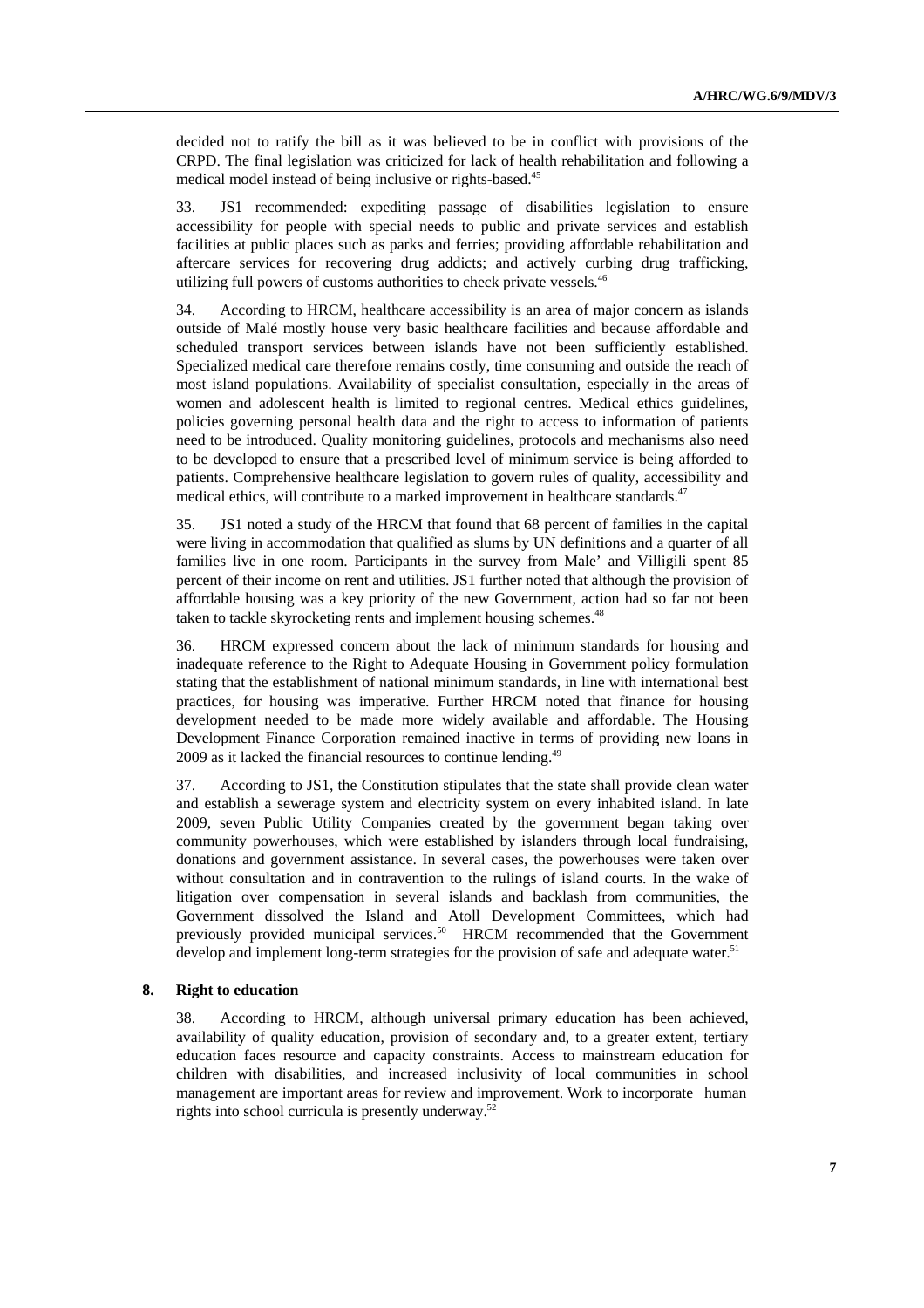decided not to ratify the bill as it was believed to be in conflict with provisions of the CRPD. The final legislation was criticized for lack of health rehabilitation and following a medical model instead of being inclusive or rights-based.[45]

33. JS1 recommended: expediting passage of disabilities legislation to ensure accessibility for people with special needs to public and private services and establish facilities at public places such as parks and ferries; providing affordable rehabilitation and aftercare services for recovering drug addicts; and actively curbing drug trafficking, utilizing full powers of customs authorities to check private vessels.[46]

34. According to HRCM, healthcare accessibility is an area of major concern as islands outside of Malé mostly house very basic healthcare facilities and because affordable and scheduled transport services between islands have not been sufficiently established. Specialized medical care therefore remains costly, time consuming and outside the reach of most island populations. Availability of specialist consultation, especially in the areas of women and adolescent health is limited to regional centres. Medical ethics guidelines, policies governing personal health data and the right to access to information of patients need to be introduced. Quality monitoring guidelines, protocols and mechanisms also need to be developed to ensure that a prescribed level of minimum service is being afforded to patients. Comprehensive healthcare legislation to govern rules of quality, accessibility and medical ethics, will contribute to a marked improvement in healthcare standards.[47]

35. JS1 noted a study of the HRCM that found that 68 percent of families in the capital were living in accommodation that qualified as slums by UN definitions and a quarter of all families live in one room. Participants in the survey from Male' and Villigili spent 85 percent of their income on rent and utilities. JS1 further noted that although the provision of affordable housing was a key priority of the new Government, action had so far not been taken to tackle skyrocketing rents and implement housing schemes.[48]

36. HRCM expressed concern about the lack of minimum standards for housing and inadequate reference to the Right to Adequate Housing in Government policy formulation stating that the establishment of national minimum standards, in line with international best practices, for housing was imperative. Further HRCM noted that finance for housing development needed to be made more widely available and affordable. The Housing Development Finance Corporation remained inactive in terms of providing new loans in 2009 as it lacked the financial resources to continue lending.[49]

37. According to JS1, the Constitution stipulates that the state shall provide clean water and establish a sewerage system and electricity system on every inhabited island. In late 2009, seven Public Utility Companies created by the government began taking over community powerhouses, which were established by islanders through local fundraising, donations and government assistance. In several cases, the powerhouses were taken over without consultation and in contravention to the rulings of island courts. In the wake of litigation over compensation in several islands and backlash from communities, the Government dissolved the Island and Atoll Development Committees, which had previously provided municipal services.[50] HRCM recommended that the Government develop and implement long-term strategies for the provision of safe and adequate water.[51]

## 8. Right to education

38. According to HRCM, although universal primary education has been achieved, availability of quality education, provision of secondary and, to a greater extent, tertiary education faces resource and capacity constraints. Access to mainstream education for children with disabilities, and increased inclusivity of local communities in school management are important areas for review and improvement. Work to incorporate human rights into school curricula is presently underway.[52]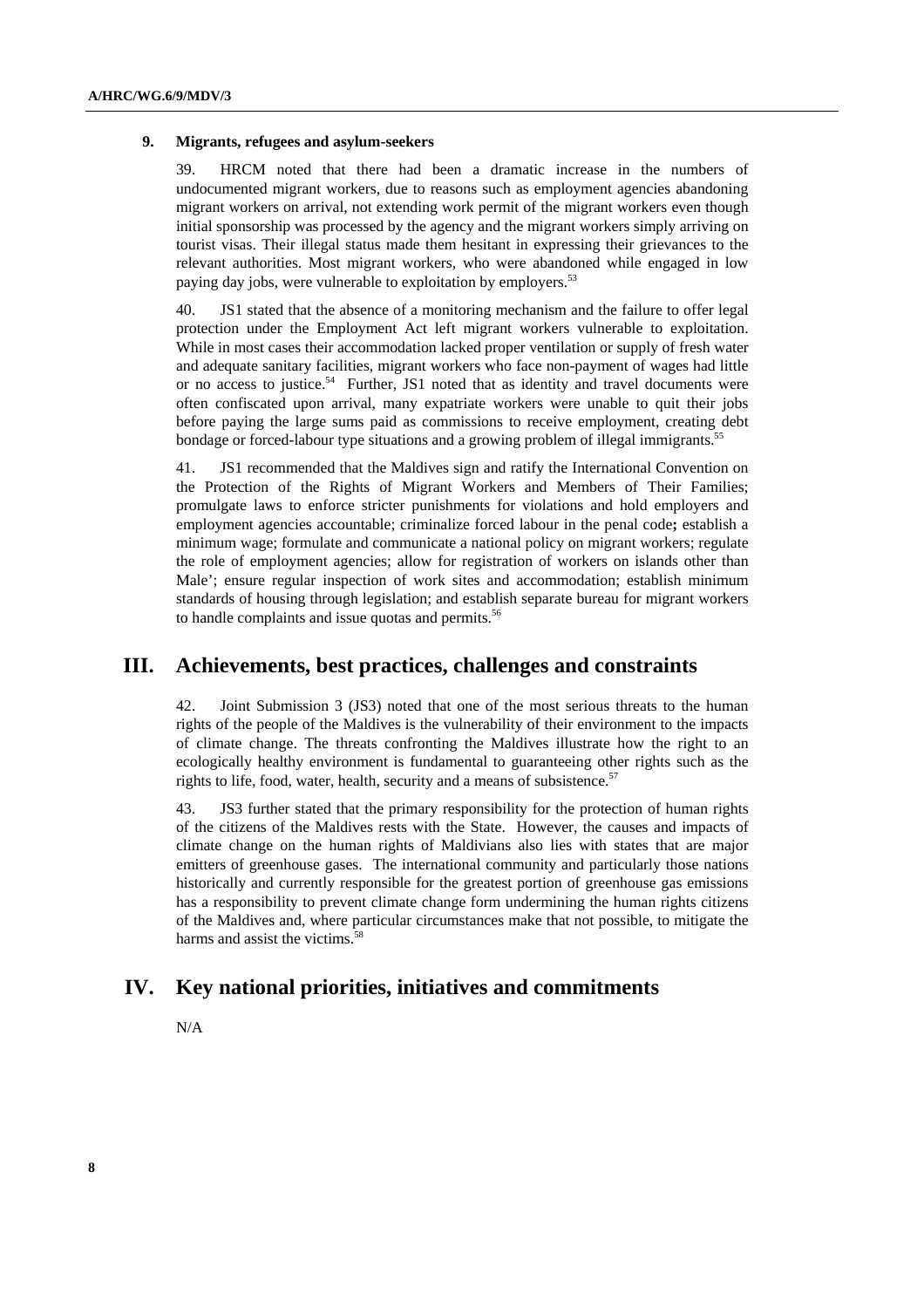### 9. Migrants, refugees and asylum-seekers

39. HRCM noted that there had been a dramatic increase in the numbers of undocumented migrant workers, due to reasons such as employment agencies abandoning migrant workers on arrival, not extending work permit of the migrant workers even though initial sponsorship was processed by the agency and the migrant workers simply arriving on tourist visas. Their illegal status made them hesitant in expressing their grievances to the relevant authorities. Most migrant workers, who were abandoned while engaged in low paying day jobs, were vulnerable to exploitation by employers.[53]

40. JS1 stated that the absence of a monitoring mechanism and the failure to offer legal protection under the Employment Act left migrant workers vulnerable to exploitation. While in most cases their accommodation lacked proper ventilation or supply of fresh water and adequate sanitary facilities, migrant workers who face non-payment of wages had little or no access to justice.[54] Further, JS1 noted that as identity and travel documents were often confiscated upon arrival, many expatriate workers were unable to quit their jobs before paying the large sums paid as commissions to receive employment, creating debt bondage or forced-labour type situations and a growing problem of illegal immigrants.[55]

41. JS1 recommended that the Maldives sign and ratify the International Convention on the Protection of the Rights of Migrant Workers and Members of Their Families; promulgate laws to enforce stricter punishments for violations and hold employers and employment agencies accountable; criminalize forced labour in the penal code**;** establish a minimum wage; formulate and communicate a national policy on migrant workers; regulate the role of employment agencies; allow for registration of workers on islands other than Male'; ensure regular inspection of work sites and accommodation; establish minimum standards of housing through legislation; and establish separate bureau for migrant workers to handle complaints and issue quotas and permits.[56]

## III. Achievements, best practices, challenges and constraints

42. Joint Submission 3 (JS3) noted that one of the most serious threats to the human rights of the people of the Maldives is the vulnerability of their environment to the impacts of climate change. The threats confronting the Maldives illustrate how the right to an ecologically healthy environment is fundamental to guaranteeing other rights such as the rights to life, food, water, health, security and a means of subsistence.[57]

43. JS3 further stated that the primary responsibility for the protection of human rights of the citizens of the Maldives rests with the State. However, the causes and impacts of climate change on the human rights of Maldivians also lies with states that are major emitters of greenhouse gases. The international community and particularly those nations historically and currently responsible for the greatest portion of greenhouse gas emissions has a responsibility to prevent climate change form undermining the human rights citizens of the Maldives and, where particular circumstances make that not possible, to mitigate the harms and assist the victims.[58]

## IV. Key national priorities, initiatives and commitments

N/A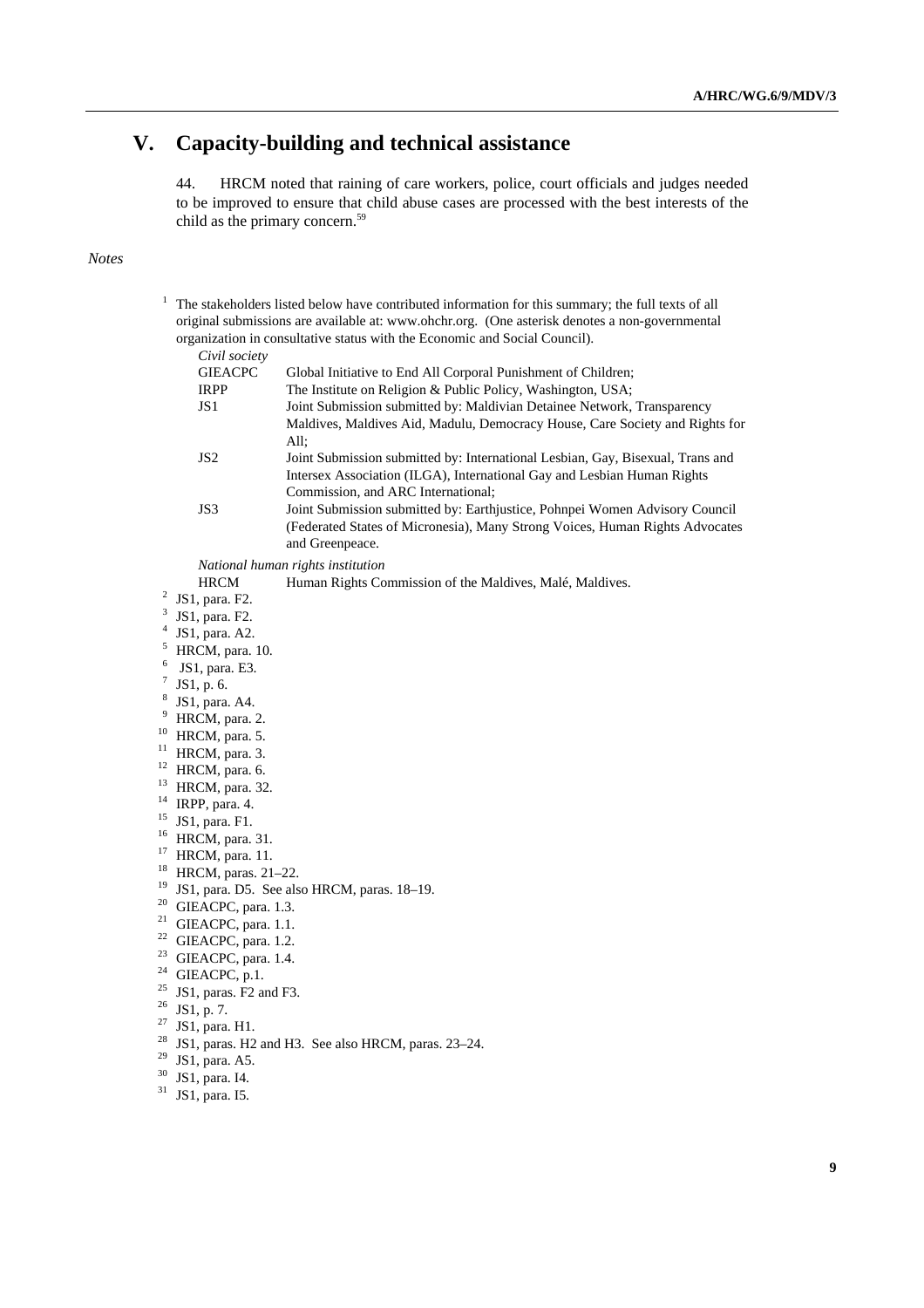# V. Capacity-building and technical assistance

44. HRCM noted that raining of care workers, police, court officials and judges needed to be improved to ensure that child abuse cases are processed with the best interests of the child as the primary concern.[59]

*Notes*

[1] The stakeholders listed below have contributed information for this summary; the full texts of all original submissions are available at: www.ohchr.org. (One asterisk denotes a non-governmental organization in consultative status with the Economic and Social Council).

*Civil society*

| | |
|---|---|
| GIEACPC | Global Initiative to End All Corporal Punishment of Children; |
| IRPP | The Institute on Religion & Public Policy, Washington, USA; |
| JS1 | Joint Submission submitted by: Maldivian Detainee Network, Transparency Maldives, Maldives Aid, Madulu, Democracy House, Care Society and Rights for All; |
| JS2 | Joint Submission submitted by: International Lesbian, Gay, Bisexual, Trans and Intersex Association (ILGA), International Gay and Lesbian Human Rights Commission, and ARC International; |
| JS3 | Joint Submission submitted by: Earthjustice, Pohnpei Women Advisory Council (Federated States of Micronesia), Many Strong Voices, Human Rights Advocates and Greenpeace. |

*National human rights institution*

| | |
|---|---|
| HRCM | Human Rights Commission of the Maldives, Malé, Maldives. |

[2] JS1, para. F2.
[3] JS1, para. F2.
[4] JS1, para. A2.
[5] HRCM, para. 10.
[6] JS1, para. E3.
[7] JS1, p. 6.
[8] JS1, para. A4.
[9] HRCM, para. 2.
[10] HRCM, para. 5.
[11] HRCM, para. 3.
[12] HRCM, para. 6.
[13] HRCM, para. 32.
[14] IRPP, para. 4.
[15] JS1, para. F1.
[16] HRCM, para. 31.
[17] HRCM, para. 11.
[18] HRCM, paras. 21–22.
[19] JS1, para. D5. See also HRCM, paras. 18–19.
[20] GIEACPC, para. 1.3.
[21] GIEACPC, para. 1.1.
[22] GIEACPC, para. 1.2.
[23] GIEACPC, para. 1.4.
[24] GIEACPC, p.1.
[25] JS1, paras. F2 and F3.
[26] JS1, p. 7.
[27] JS1, para. H1.
[28] JS1, paras. H2 and H3. See also HRCM, paras. 23–24.
[29] JS1, para. A5.
[30] JS1, para. I4.
[31] JS1, para. I5.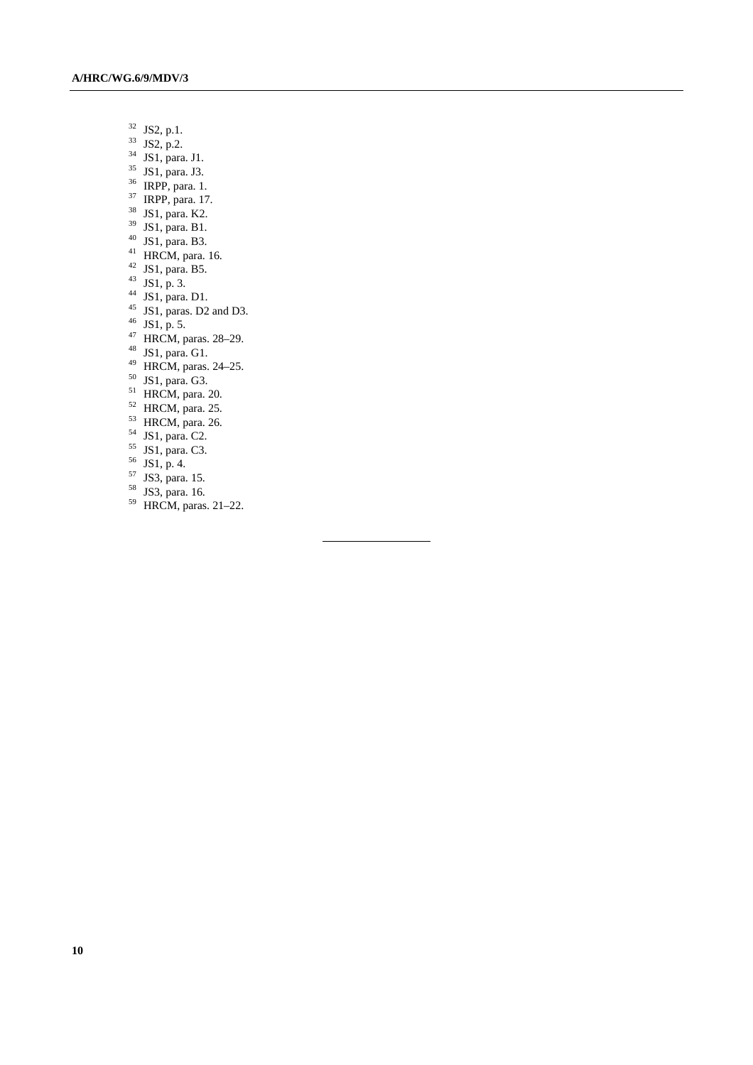[32] JS2, p.1.
[33] JS2, p.2.
[34] JS1, para. J1.
[35] JS1, para. J3.
[36] IRPP, para. 1.
[37] IRPP, para. 17.
[38] JS1, para. K2.
[39] JS1, para. B1.
[40] JS1, para. B3.
[41] HRCM, para. 16.
[42] JS1, para. B5.
[43] JS1, p. 3.
[44] JS1, para. D1.
[45] JS1, paras. D2 and D3.
[46] JS1, p. 5.
[47] HRCM, paras. 28–29.
[48] JS1, para. G1.
[49] HRCM, paras. 24–25.
[50] JS1, para. G3.
[51] HRCM, para. 20.
[52] HRCM, para. 25.
[53] HRCM, para. 26.
[54] JS1, para. C2.
[55] JS1, para. C3.
[56] JS1, p. 4.
[57] JS3, para. 15.
[58] JS3, para. 16.
[59] HRCM, paras. 21–22.